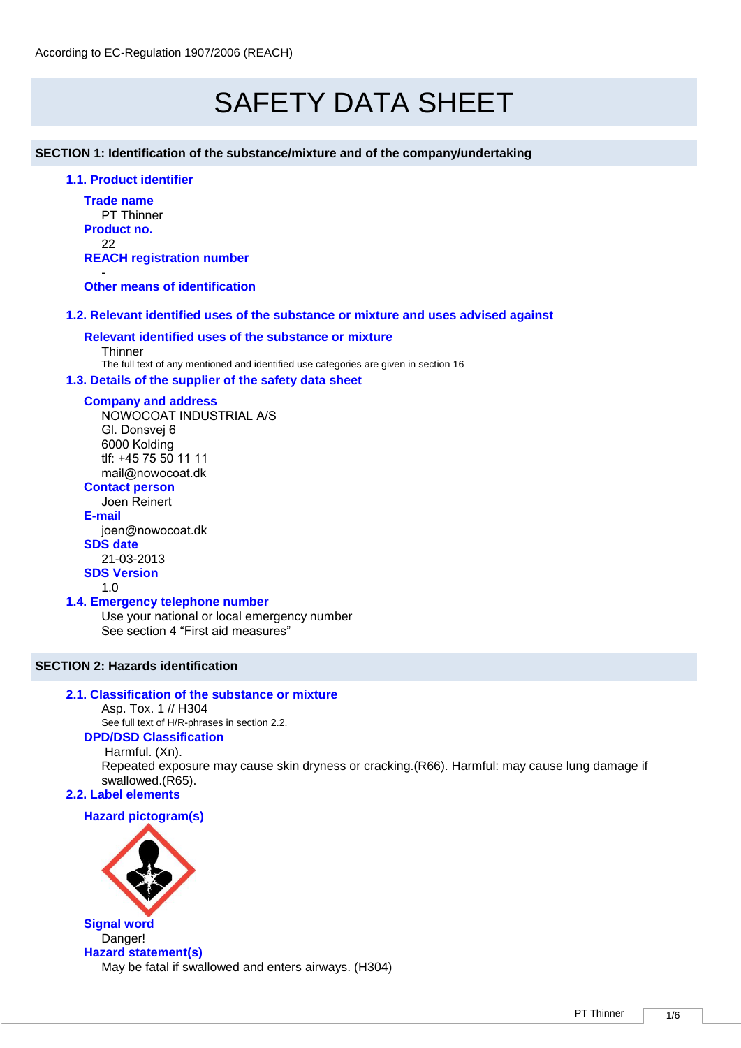According to EC-Regulation 1907/2006 (REACH)

# SAFETY DATA SHEET

## SECTION 1: Identification of the substance/mixture and of the company/undertaking

### 1.1. Product identifier

**Trade name**
PT Thinner

**Product no.**
22

**REACH registration number**
-

**Other means of identification**

### 1.2. Relevant identified uses of the substance or mixture and uses advised against

**Relevant identified uses of the substance or mixture**
Thinner
The full text of any mentioned and identified use categories are given in section 16

### 1.3. Details of the supplier of the safety data sheet

**Company and address**
NOWOCOAT INDUSTRIAL A/S
Gl. Donsvej 6
6000 Kolding
tlf: +45 75 50 11 11
mail@nowocoat.dk

**Contact person**
Joen Reinert

**E-mail**
joen@nowocoat.dk

**SDS date**
21-03-2013

**SDS Version**
1.0

### 1.4. Emergency telephone number

Use your national or local emergency number
See section 4 "First aid measures"

## SECTION 2: Hazards identification

### 2.1. Classification of the substance or mixture

Asp. Tox. 1 // H304
See full text of H/R-phrases in section 2.2.

**DPD/DSD Classification**
Harmful. (Xn).
Repeated exposure may cause skin dryness or cracking.(R66). Harmful: may cause lung damage if swallowed.(R65).

### 2.2. Label elements

**Hazard pictogram(s)**

**Signal word**
Danger!

**Hazard statement(s)**
May be fatal if swallowed and enters airways. (H304)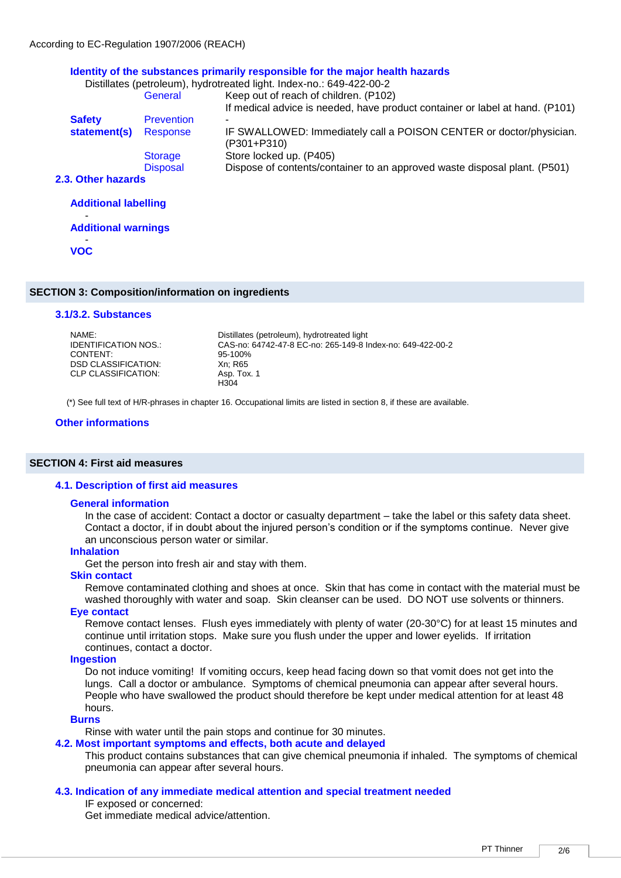According to EC-Regulation 1907/2006 (REACH)

**Identity of the substances primarily responsible for the major health hazards**

Distillates (petroleum), hydrotreated light. Index-no.: 649-422-00-2

| | | |
|---|---|---|
| **Safety statement(s)** | General | Keep out of reach of children. (P102)<br>If medical advice is needed, have product container or label at hand. (P101) |
| | Prevention | - |
| | Response | IF SWALLOWED: Immediately call a POISON CENTER or doctor/physician. (P301+P310) |
| | Storage | Store locked up. (P405) |
| | Disposal | Dispose of contents/container to an approved waste disposal plant. (P501) |

### 2.3. Other hazards

**Additional labelling**

-

**Additional warnings**

-

**VOC**

## SECTION 3: Composition/information on ingredients

### 3.1/3.2. Substances

| | |
|---|---|
| NAME: | Distillates (petroleum), hydrotreated light |
| IDENTIFICATION NOS.: | CAS-no: 64742-47-8 EC-no: 265-149-8 Index-no: 649-422-00-2 |
| CONTENT: | 95-100% |
| DSD CLASSIFICATION: | Xn; R65 |
| CLP CLASSIFICATION: | Asp. Tox. 1<br>H304 |

(*) See full text of H/R-phrases in chapter 16. Occupational limits are listed in section 8, if these are available.

### Other informations

## SECTION 4: First aid measures

### 4.1. Description of first aid measures

**General information**

In the case of accident: Contact a doctor or casualty department – take the label or this safety data sheet. Contact a doctor, if in doubt about the injured person's condition or if the symptoms continue. Never give an unconscious person water or similar.

**Inhalation**

Get the person into fresh air and stay with them.

**Skin contact**

Remove contaminated clothing and shoes at once. Skin that has come in contact with the material must be washed thoroughly with water and soap. Skin cleanser can be used. DO NOT use solvents or thinners.

**Eye contact**

Remove contact lenses. Flush eyes immediately with plenty of water (20-30°C) for at least 15 minutes and continue until irritation stops. Make sure you flush under the upper and lower eyelids. If irritation continues, contact a doctor.

**Ingestion**

Do not induce vomiting! If vomiting occurs, keep head facing down so that vomit does not get into the lungs. Call a doctor or ambulance. Symptoms of chemical pneumonia can appear after several hours. People who have swallowed the product should therefore be kept under medical attention for at least 48 hours.

**Burns**

Rinse with water until the pain stops and continue for 30 minutes.

### 4.2. Most important symptoms and effects, both acute and delayed

This product contains substances that can give chemical pneumonia if inhaled. The symptoms of chemical pneumonia can appear after several hours.

### 4.3. Indication of any immediate medical attention and special treatment needed

IF exposed or concerned:
Get immediate medical advice/attention.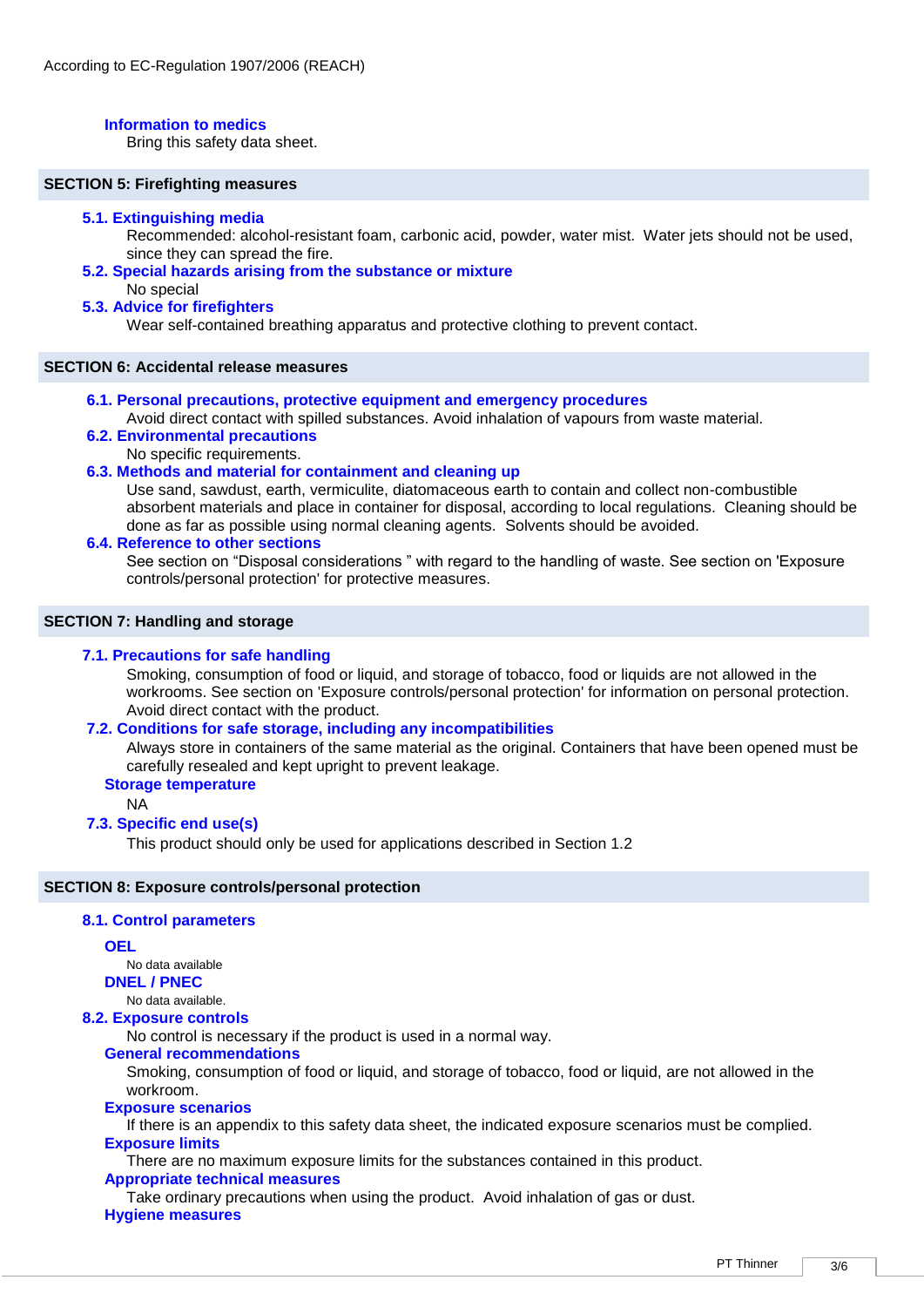### Information to medics

Bring this safety data sheet.

## SECTION 5: Firefighting measures

### 5.1. Extinguishing media

Recommended: alcohol-resistant foam, carbonic acid, powder, water mist. Water jets should not be used, since they can spread the fire.

### 5.2. Special hazards arising from the substance or mixture

No special

### 5.3. Advice for firefighters

Wear self-contained breathing apparatus and protective clothing to prevent contact.

## SECTION 6: Accidental release measures

### 6.1. Personal precautions, protective equipment and emergency procedures

Avoid direct contact with spilled substances. Avoid inhalation of vapours from waste material.

### 6.2. Environmental precautions

No specific requirements.

### 6.3. Methods and material for containment and cleaning up

Use sand, sawdust, earth, vermiculite, diatomaceous earth to contain and collect non-combustible absorbent materials and place in container for disposal, according to local regulations. Cleaning should be done as far as possible using normal cleaning agents. Solvents should be avoided.

### 6.4. Reference to other sections

See section on "Disposal considerations " with regard to the handling of waste. See section on 'Exposure controls/personal protection' for protective measures.

## SECTION 7: Handling and storage

### 7.1. Precautions for safe handling

Smoking, consumption of food or liquid, and storage of tobacco, food or liquids are not allowed in the workrooms. See section on 'Exposure controls/personal protection' for information on personal protection. Avoid direct contact with the product.

### 7.2. Conditions for safe storage, including any incompatibilities

Always store in containers of the same material as the original. Containers that have been opened must be carefully resealed and kept upright to prevent leakage.

#### Storage temperature

NA

### 7.3. Specific end use(s)

This product should only be used for applications described in Section 1.2

## SECTION 8: Exposure controls/personal protection

### 8.1. Control parameters

#### OEL

No data available

#### DNEL / PNEC

No data available.

### 8.2. Exposure controls

No control is necessary if the product is used in a normal way.

#### General recommendations

Smoking, consumption of food or liquid, and storage of tobacco, food or liquid, are not allowed in the workroom.

#### Exposure scenarios

If there is an appendix to this safety data sheet, the indicated exposure scenarios must be complied.

#### Exposure limits

There are no maximum exposure limits for the substances contained in this product.

#### Appropriate technical measures

Take ordinary precautions when using the product. Avoid inhalation of gas or dust.

#### Hygiene measures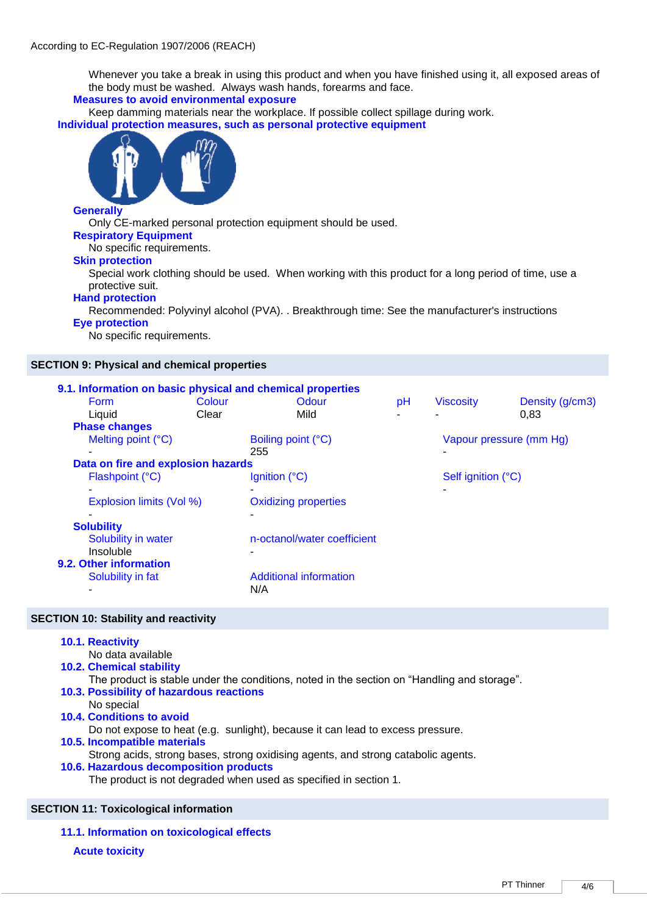Whenever you take a break in using this product and when you have finished using it, all exposed areas of the body must be washed. Always wash hands, forearms and face.

**Measures to avoid environmental exposure**

Keep damming materials near the workplace. If possible collect spillage during work.

**Individual protection measures, such as personal protective equipment**

**Generally**

Only CE-marked personal protection equipment should be used.

**Respiratory Equipment**

No specific requirements.

**Skin protection**

Special work clothing should be used. When working with this product for a long period of time, use a protective suit.

**Hand protection**

Recommended: Polyvinyl alcohol (PVA). . Breakthrough time: See the manufacturer's instructions

**Eye protection**

No specific requirements.

## SECTION 9: Physical and chemical properties

### 9.1. Information on basic physical and chemical properties

| Form | Colour | Odour | pH | Viscosity | Density (g/cm3) |
|---|---|---|---|---|---|
| Liquid | Clear | Mild | - | - | 0,83 |

**Phase changes**

| Melting point (°C) | Boiling point (°C) | Vapour pressure (mm Hg) |
|---|---|---|
| - | 255 | - |

**Data on fire and explosion hazards**

| Flashpoint (°C) | Ignition (°C) | Self ignition (°C) |
|---|---|---|
| - | - | - |

| Explosion limits (Vol %) | Oxidizing properties |
|---|---|
| - | - |

**Solubility**

| Solubility in water | n-octanol/water coefficient |
|---|---|
| Insoluble | - |

### 9.2. Other information

| Solubility in fat | Additional information |
|---|---|
| - | N/A |

## SECTION 10: Stability and reactivity

### 10.1. Reactivity

No data available

### 10.2. Chemical stability

The product is stable under the conditions, noted in the section on “Handling and storage”.

### 10.3. Possibility of hazardous reactions

No special

### 10.4. Conditions to avoid

Do not expose to heat (e.g. sunlight), because it can lead to excess pressure.

### 10.5. Incompatible materials

Strong acids, strong bases, strong oxidising agents, and strong catabolic agents.

### 10.6. Hazardous decomposition products

The product is not degraded when used as specified in section 1.

## SECTION 11: Toxicological information

### 11.1. Information on toxicological effects

**Acute toxicity**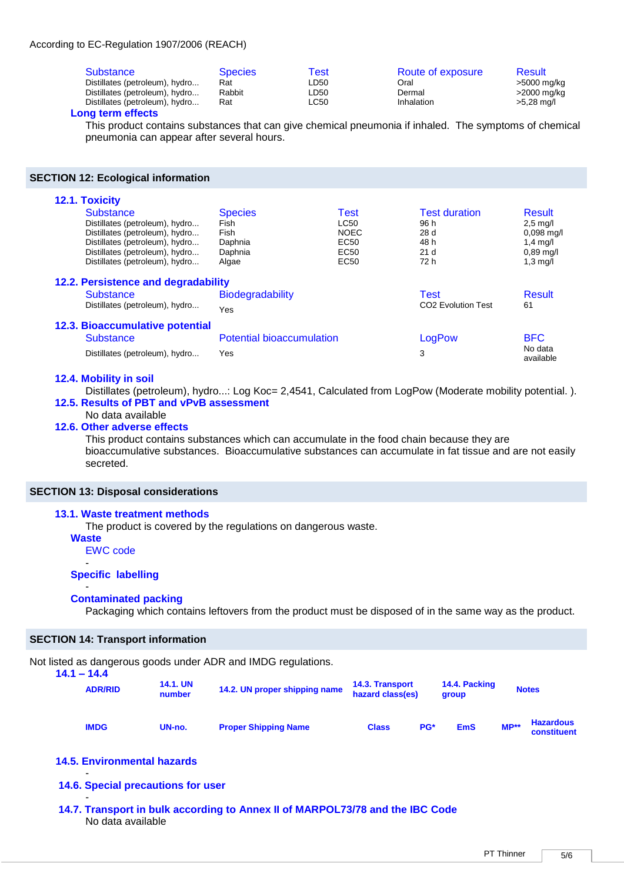According to EC-Regulation 1907/2006 (REACH)

| Substance | Species | Test | Route of exposure | Result |
|---|---|---|---|---|
| Distillates (petroleum), hydro... | Rat | LD50 | Oral | >5000 mg/kg |
| Distillates (petroleum), hydro... | Rabbit | LD50 | Dermal | >2000 mg/kg |
| Distillates (petroleum), hydro... | Rat | LC50 | Inhalation | >5,28 mg/l |

**Long term effects**

This product contains substances that can give chemical pneumonia if inhaled. The symptoms of chemical pneumonia can appear after several hours.

## SECTION 12: Ecological information

### 12.1. Toxicity

| Substance | Species | Test | Test duration | Result |
|---|---|---|---|---|
| Distillates (petroleum), hydro... | Fish | LC50 | 96 h | 2,5 mg/l |
| Distillates (petroleum), hydro... | Fish | NOEC | 28 d | 0,098 mg/l |
| Distillates (petroleum), hydro... | Daphnia | EC50 | 48 h | 1,4 mg/l |
| Distillates (petroleum), hydro... | Daphnia | EC50 | 21 d | 0,89 mg/l |
| Distillates (petroleum), hydro... | Algae | EC50 | 72 h | 1,3 mg/l |

### 12.2. Persistence and degradability

| Substance | Biodegradability | Test | Result |
|---|---|---|---|
| Distillates (petroleum), hydro... | Yes | CO2 Evolution Test | 61 |

### 12.3. Bioaccumulative potential

| Substance | Potential bioaccumulation | LogPow | BFC |
|---|---|---|---|
| Distillates (petroleum), hydro... | Yes | 3 | No data available |

### 12.4. Mobility in soil

Distillates (petroleum), hydro...: Log Koc= 2,4541, Calculated from LogPow (Moderate mobility potential. ).

### 12.5. Results of PBT and vPvB assessment

No data available

### 12.6. Other adverse effects

This product contains substances which can accumulate in the food chain because they are bioaccumulative substances. Bioaccumulative substances can accumulate in fat tissue and are not easily secreted.

## SECTION 13: Disposal considerations

### 13.1. Waste treatment methods

The product is covered by the regulations on dangerous waste.

**Waste**

EWC code

-

**Specific labelling**

-

**Contaminated packing**

Packaging which contains leftovers from the product must be disposed of in the same way as the product.

## SECTION 14: Transport information

Not listed as dangerous goods under ADR and IMDG regulations.

### 14.1 – 14.4

| ADR/RID | 14.1. UN number | 14.2. UN proper shipping name | 14.3. Transport hazard class(es) | 14.4. Packing group | Notes |
|---|---|---|---|---|---|

| IMDG | UN-no. | Proper Shipping Name | Class | PG* | EmS | MP** | Hazardous constituent |
|---|---|---|---|---|---|---|---|

### 14.5. Environmental hazards

-

### 14.6. Special precautions for user

-

### 14.7. Transport in bulk according to Annex II of MARPOL73/78 and the IBC Code

No data available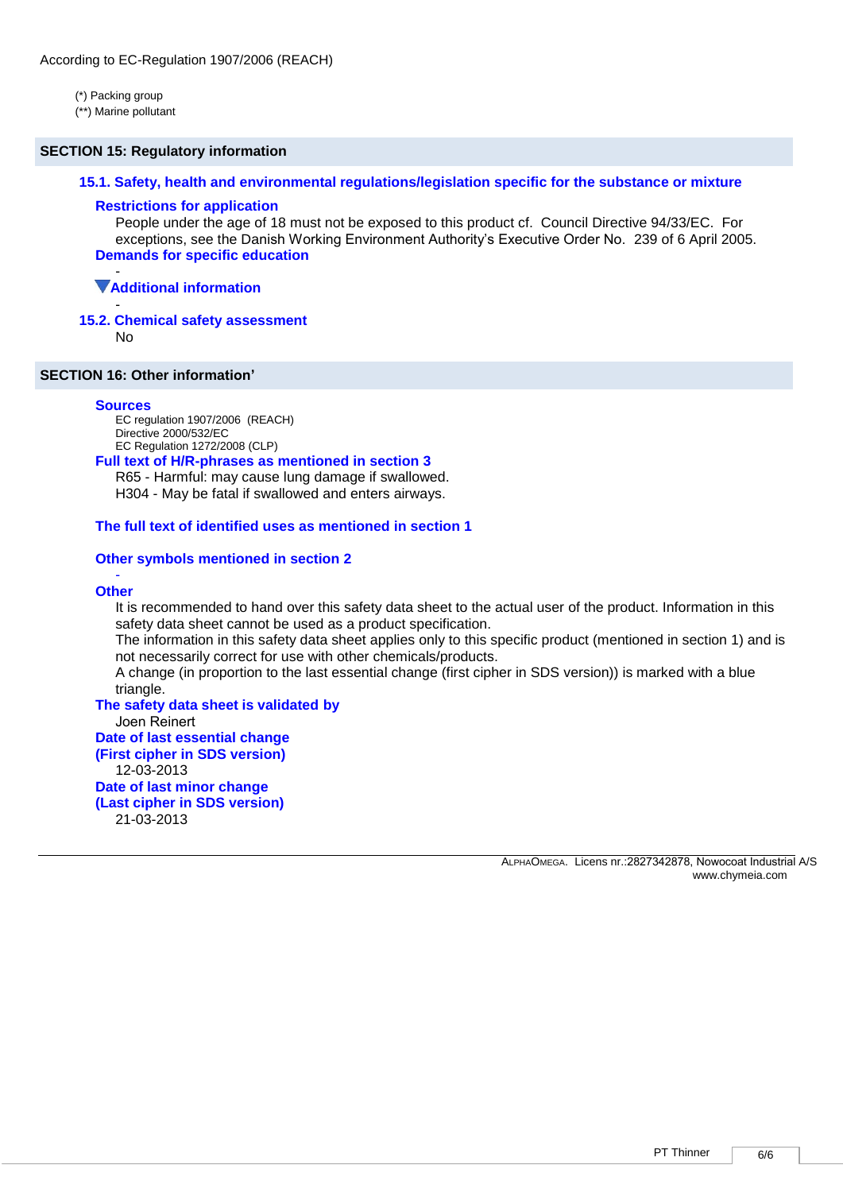According to EC-Regulation 1907/2006 (REACH)

(*) Packing group
(**) Marine pollutant

## SECTION 15: Regulatory information

### 15.1. Safety, health and environmental regulations/legislation specific for the substance or mixture

**Restrictions for application**

People under the age of 18 must not be exposed to this product cf. Council Directive 94/33/EC. For exceptions, see the Danish Working Environment Authority's Executive Order No. 239 of 6 April 2005.

**Demands for specific education**

-

**Additional information**

-

### 15.2. Chemical safety assessment

No

## SECTION 16: Other information'

**Sources**

EC regulation 1907/2006 (REACH)
Directive 2000/532/EC
EC Regulation 1272/2008 (CLP)

**Full text of H/R-phrases as mentioned in section 3**

R65 - Harmful: may cause lung damage if swallowed.
H304 - May be fatal if swallowed and enters airways.

**The full text of identified uses as mentioned in section 1**

**Other symbols mentioned in section 2**

-

**Other**

It is recommended to hand over this safety data sheet to the actual user of the product. Information in this safety data sheet cannot be used as a product specification.
The information in this safety data sheet applies only to this specific product (mentioned in section 1) and is not necessarily correct for use with other chemicals/products.
A change (in proportion to the last essential change (first cipher in SDS version)) is marked with a blue triangle.

**The safety data sheet is validated by**

Joen Reinert

**Date of last essential change (First cipher in SDS version)**

12-03-2013

**Date of last minor change (Last cipher in SDS version)**

21-03-2013

ALPHAOMEGA. Licens nr.:2827342878, Nowocoat Industrial A/S
www.chymeia.com